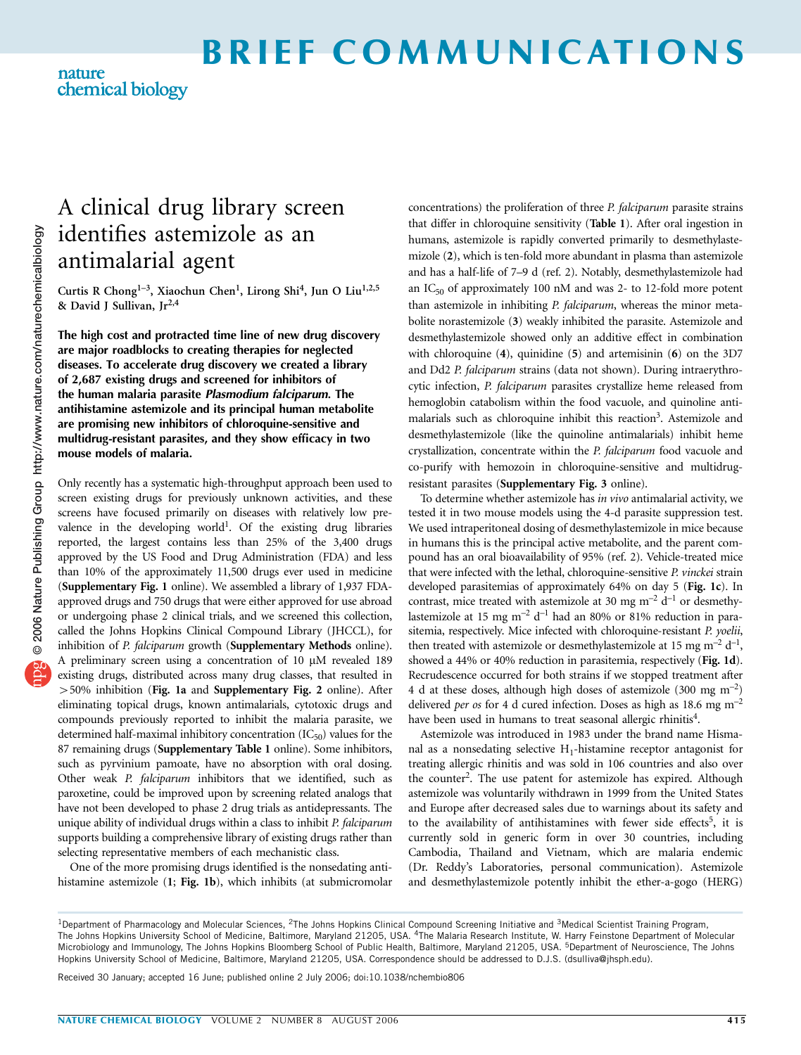# A clinical drug library screen identifies astemizole as an antimalarial agent

Curtis R Chong[1–3], Xiaochun Chen[1], Lirong Shi[4], Jun O Liu[1,2,5] & David J Sullivan, Jr[2,4]

**The high cost and protracted time line of new drug discovery are major roadblocks to creating therapies for neglected diseases. To accelerate drug discovery we created a library of 2,687 existing drugs and screened for inhibitors of the human malaria parasite *Plasmodium falciparum*. The antihistamine astemizole and its principal human metabolite are promising new inhibitors of chloroquine-sensitive and multidrug-resistant parasites, and they show efficacy in two mouse models of malaria.**

Only recently has a systematic high-throughput approach been used to screen existing drugs for previously unknown activities, and these screens have focused primarily on diseases with relatively low prevalence in the developing world[1]. Of the existing drug libraries reported, the largest contains less than 25% of the 3,400 drugs approved by the US Food and Drug Administration (FDA) and less than 10% of the approximately 11,500 drugs ever used in medicine (**Supplementary Fig. 1** online). We assembled a library of 1,937 FDA-approved drugs and 750 drugs that were either approved for use abroad or undergoing phase 2 clinical trials, and we screened this collection, called the Johns Hopkins Clinical Compound Library (JHCCL), for inhibition of *P. falciparum* growth (**Supplementary Methods** online). A preliminary screen using a concentration of 10 μM revealed 189 existing drugs, distributed across many drug classes, that resulted in >50% inhibition (**Fig. 1a** and **Supplementary Fig. 2** online). After eliminating topical drugs, known antimalarials, cytotoxic drugs and compounds previously reported to inhibit the malaria parasite, we determined half-maximal inhibitory concentration ($IC_{50}$) values for the 87 remaining drugs (**Supplementary Table 1** online). Some inhibitors, such as pyrvinium pamoate, have no absorption with oral dosing. Other weak *P. falciparum* inhibitors that we identified, such as paroxetine, could be improved upon by screening related analogs that have not been developed to phase 2 drug trials as antidepressants. The unique ability of individual drugs within a class to inhibit *P. falciparum* supports building a comprehensive library of existing drugs rather than selecting representative members of each mechanistic class.

One of the more promising drugs identified is the nonsedating antihistamine astemizole (**1**; **Fig. 1b**), which inhibits (at submicromolar concentrations) the proliferation of three *P. falciparum* parasite strains that differ in chloroquine sensitivity (**Table 1**). After oral ingestion in humans, astemizole is rapidly converted primarily to desmethylastemizole (**2**), which is ten-fold more abundant in plasma than astemizole and has a half-life of 7–9 d (ref. 2). Notably, desmethylastemizole had an $IC_{50}$ of approximately 100 nM and was 2- to 12-fold more potent than astemizole in inhibiting *P. falciparum*, whereas the minor metabolite norastemizole (**3**) weakly inhibited the parasite. Astemizole and desmethylastemizole showed only an additive effect in combination with chloroquine (**4**), quinidine (**5**) and artemisinin (**6**) on the 3D7 and Dd2 *P. falciparum* strains (data not shown). During intraerythrocytic infection, *P. falciparum* parasites crystallize heme released from hemoglobin catabolism within the food vacuole, and quinoline antimalarials such as chloroquine inhibit this reaction[3]. Astemizole and desmethylastemizole (like the quinoline antimalarials) inhibit heme crystallization, concentrate within the *P. falciparum* food vacuole and co-purify with hemozoin in chloroquine-sensitive and multidrug-resistant parasites (**Supplementary Fig. 3** online).

To determine whether astemizole has *in vivo* antimalarial activity, we tested it in two mouse models using the 4-d parasite suppression test. We used intraperitoneal dosing of desmethylastemizole in mice because in humans this is the principal active metabolite, and the parent compound has an oral bioavailability of 95% (ref. 2). Vehicle-treated mice that were infected with the lethal, chloroquine-sensitive *P. vinckei* strain developed parasitemias of approximately 64% on day 5 (**Fig. 1c**). In contrast, mice treated with astemizole at 30 mg $m^{-2}$ $d^{-1}$ or desmethylastemizole at 15 mg $m^{-2}$ $d^{-1}$ had an 80% or 81% reduction in parasitemia, respectively. Mice infected with chloroquine-resistant *P. yoelii*, then treated with astemizole or desmethylastemizole at 15 mg $m^{-2}$ $d^{-1}$, showed a 44% or 40% reduction in parasitemia, respectively (**Fig. 1d**). Recrudescence occurred for both strains if we stopped treatment after 4 d at these doses, although high doses of astemizole (300 mg $m^{-2}$) delivered *per os* for 4 d cured infection. Doses as high as 18.6 mg $m^{-2}$ have been used in humans to treat seasonal allergic rhinitis[4].

Astemizole was introduced in 1983 under the brand name Hismanal as a nonsedating selective $H_1$-histamine receptor antagonist for treating allergic rhinitis and was sold in 106 countries and also over the counter[2]. The use patent for astemizole has expired. Although astemizole was voluntarily withdrawn in 1999 from the United States and Europe after decreased sales due to warnings about its safety and to the availability of antihistamines with fewer side effects[5], it is currently sold in generic form in over 30 countries, including Cambodia, Thailand and Vietnam, which are malaria endemic (Dr. Reddy's Laboratories, personal communication). Astemizole and desmethylastemizole potently inhibit the ether-a-gogo (HERG)

[1]Department of Pharmacology and Molecular Sciences, [2]The Johns Hopkins Clinical Compound Screening Initiative and [3]Medical Scientist Training Program, The Johns Hopkins University School of Medicine, Baltimore, Maryland 21205, USA. [4]The Malaria Research Institute, W. Harry Feinstone Department of Molecular Microbiology and Immunology, The Johns Hopkins Bloomberg School of Public Health, Baltimore, Maryland 21205, USA. [5]Department of Neuroscience, The Johns Hopkins University School of Medicine, Baltimore, Maryland 21205, USA. Correspondence should be addressed to D.J.S. (dsulliva@jhsph.edu).

Received 30 January; accepted 16 June; published online 2 July 2006; doi:10.1038/nchembio806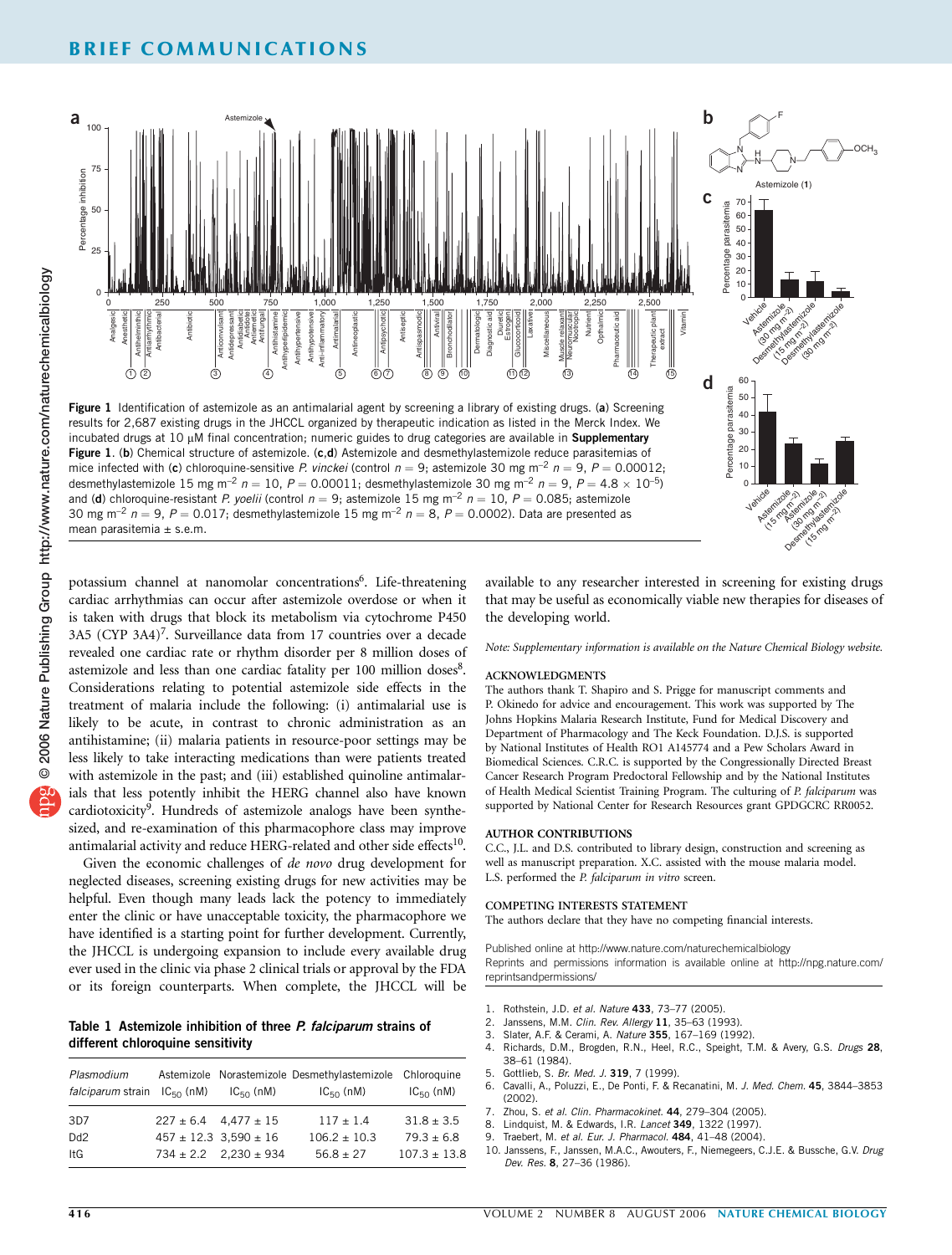**Figure 1** Identification of astemizole as an antimalarial agent by screening a library of existing drugs. (**a**) Screening results for 2,687 existing drugs in the JHCCL organized by therapeutic indication as listed in the Merck Index. We incubated drugs at 10 μM final concentration; numeric guides to drug categories are available in **Supplementary Figure 1**. (**b**) Chemical structure of astemizole. (**c**,**d**) Astemizole and desmethylastemizole reduce parasitemias of mice infected with (**c**) chloroquine-sensitive *P. vinckei* (control $n = 9$; astemizole 30 mg $m^{-2}$ $n = 9$, $P = 0.00012$; desmethylastemizole 15 mg $m^{-2}$ $n = 10$, $P = 0.00011$; desmethylastemizole 30 mg $m^{-2}$ $n = 9$, $P = 4.8 \times 10^{-5}$) and (**d**) chloroquine-resistant *P. yoelii* (control $n = 9$; astemizole 15 mg $m^{-2}$ $n = 10$, $P = 0.085$; astemizole 30 mg $m^{-2}$ $n = 9$, $P = 0.017$; desmethylastemizole 15 mg $m^{-2}$ $n = 8$, $P = 0.0002$). Data are presented as mean parasitemia ± s.e.m.

potassium channel at nanomolar concentrations[6]. Life-threatening cardiac arrhythmias can occur after astemizole overdose or when it is taken with drugs that block its metabolism via cytochrome P450 3A5 (CYP 3A4)[7]. Surveillance data from 17 countries over a decade revealed one cardiac rate or rhythm disorder per 8 million doses of astemizole and less than one cardiac fatality per 100 million doses[8]. Considerations relating to potential astemizole side effects in the treatment of malaria include the following: (i) antimalarial use is likely to be acute, in contrast to chronic administration as an antihistamine; (ii) malaria patients in resource-poor settings may be less likely to take interacting medications than were patients treated with astemizole in the past; and (iii) established quinoline antimalarials that less potently inhibit the HERG channel also have known cardiotoxicity[9]. Hundreds of astemizole analogs have been synthesized, and re-examination of this pharmacophore class may improve antimalarial activity and reduce HERG-related and other side effects[10].

Given the economic challenges of *de novo* drug development for neglected diseases, screening existing drugs for new activities may be helpful. Even though many leads lack the potency to immediately enter the clinic or have unacceptable toxicity, the pharmacophore we have identified is a starting point for further development. Currently, the JHCCL is undergoing expansion to include every available drug ever used in the clinic via phase 2 clinical trials or approval by the FDA or its foreign counterparts. When complete, the JHCCL will be available to any researcher interested in screening for existing drugs that may be useful as economically viable new therapies for diseases of the developing world.

**Table 1 Astemizole inhibition of three *P. falciparum* strains of different chloroquine sensitivity**

| *Plasmodium falciparum* strain | Astemizole $IC_{50}$ (nM) | Norastemizole $IC_{50}$ (nM) | Desmethylastemizole $IC_{50}$ (nM) | Chloroquine $IC_{50}$ (nM) |
|---|---|---|---|---|
| 3D7 | 227 ± 6.4 | 4,477 ± 15 | 117 ± 1.4 | 31.8 ± 3.5 |
| Dd2 | 457 ± 12.3 | 3,590 ± 16 | 106.2 ± 10.3 | 79.3 ± 6.8 |
| ItG | 734 ± 2.2 | 2,230 ± 934 | 56.8 ± 27 | 107.3 ± 13.8 |

*Note: Supplementary information is available on the Nature Chemical Biology website.*

## ACKNOWLEDGMENTS

The authors thank T. Shapiro and S. Prigge for manuscript comments and P. Okinedo for advice and encouragement. This work was supported by The Johns Hopkins Malaria Research Institute, Fund for Medical Discovery and Department of Pharmacology and The Keck Foundation. D.J.S. is supported by National Institutes of Health RO1 A145774 and a Pew Scholars Award in Biomedical Sciences. C.R.C. is supported by the Congressionally Directed Breast Cancer Research Program Predoctoral Fellowship and by the National Institutes of Health Medical Scientist Training Program. The culturing of *P. falciparum* was supported by National Center for Research Resources grant GPDGCRC RR0052.

## AUTHOR CONTRIBUTIONS

C.C., J.L. and D.S. contributed to library design, construction and screening as well as manuscript preparation. X.C. assisted with the mouse malaria model. L.S. performed the *P. falciparum in vitro* screen.

## COMPETING INTERESTS STATEMENT

The authors declare that they have no competing financial interests.

Published online at http://www.nature.com/naturechemicalbiology
Reprints and permissions information is available online at http://npg.nature.com/reprintsandpermissions/

1. Rothstein, J.D. *et al. Nature* **433**, 73–77 (2005).
2. Janssens, M.M. *Clin. Rev. Allergy* **11**, 35–63 (1993).
3. Slater, A.F. & Cerami, A. *Nature* **355**, 167–169 (1992).
4. Richards, D.M., Brogden, R.N., Heel, R.C., Speight, T.M. & Avery, G.S. *Drugs* **28**, 38–61 (1984).
5. Gottlieb, S. *Br. Med. J.* **319**, 7 (1999).
6. Cavalli, A., Poluzzi, E., De Ponti, F. & Recanatini, M. *J. Med. Chem.* **45**, 3844–3853 (2002).
7. Zhou, S. *et al. Clin. Pharmacokinet.* **44**, 279–304 (2005).
8. Lindquist, M. & Edwards, I.R. *Lancet* **349**, 1322 (1997).
9. Traebert, M. *et al. Eur. J. Pharmacol.* **484**, 41–48 (2004).
10. Janssens, F., Janssen, M.A.C., Awouters, F., Niemegeers, C.J.E. & Bussche, G.V. *Drug Dev. Res.* **8**, 27–36 (1986).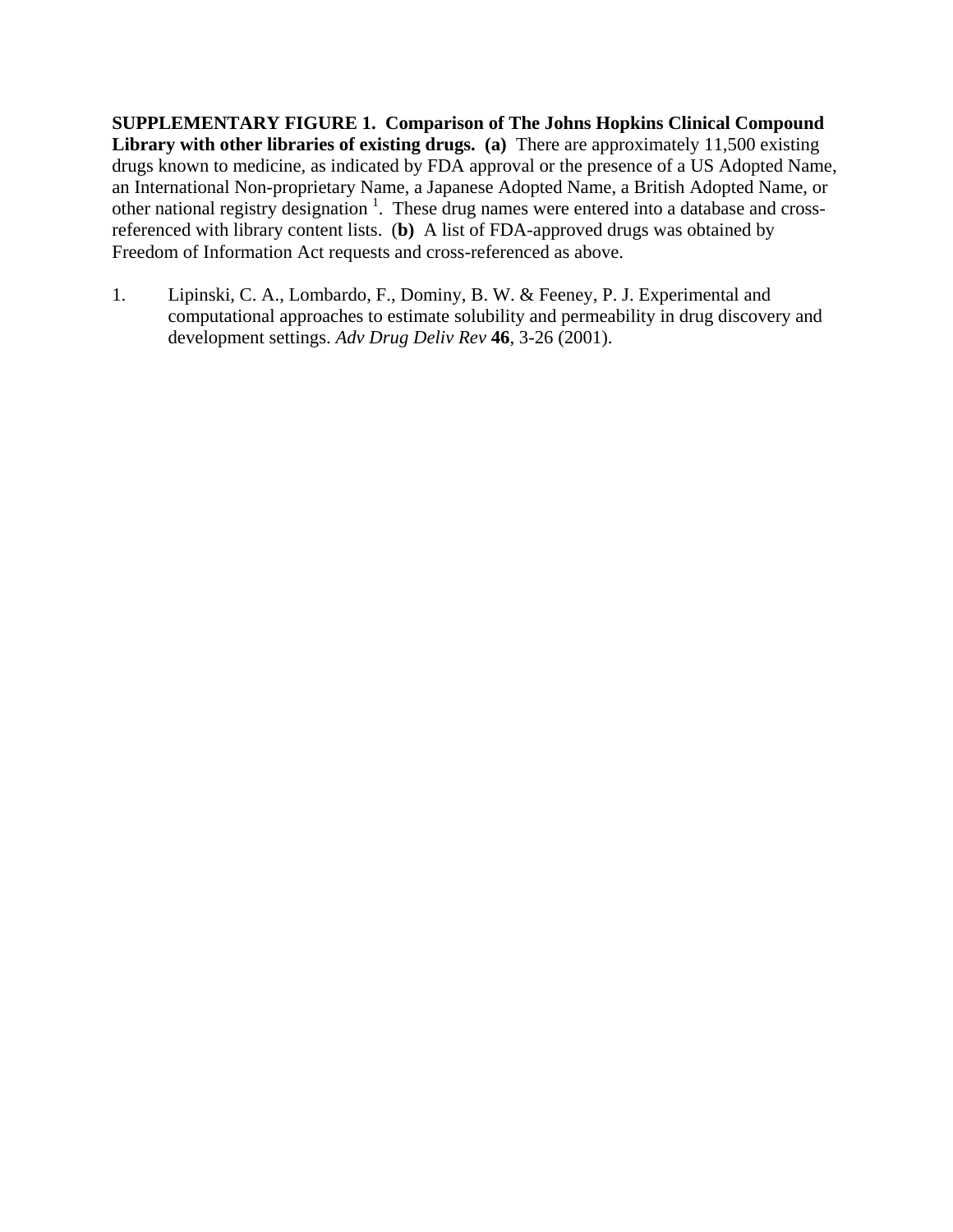**SUPPLEMENTARY FIGURE 1. Comparison of The Johns Hopkins Clinical Compound Library with other libraries of existing drugs. (a)** There are approximately 11,500 existing drugs known to medicine, as indicated by FDA approval or the presence of a US Adopted Name, an International Non-proprietary Name, a Japanese Adopted Name, a British Adopted Name, or other national registry designation [1]. These drug names were entered into a database and cross-referenced with library content lists. (**b)** A list of FDA-approved drugs was obtained by Freedom of Information Act requests and cross-referenced as above.

1. Lipinski, C. A., Lombardo, F., Dominy, B. W. & Feeney, P. J. Experimental and computational approaches to estimate solubility and permeability in drug discovery and development settings. *Adv Drug Deliv Rev* **46**, 3-26 (2001).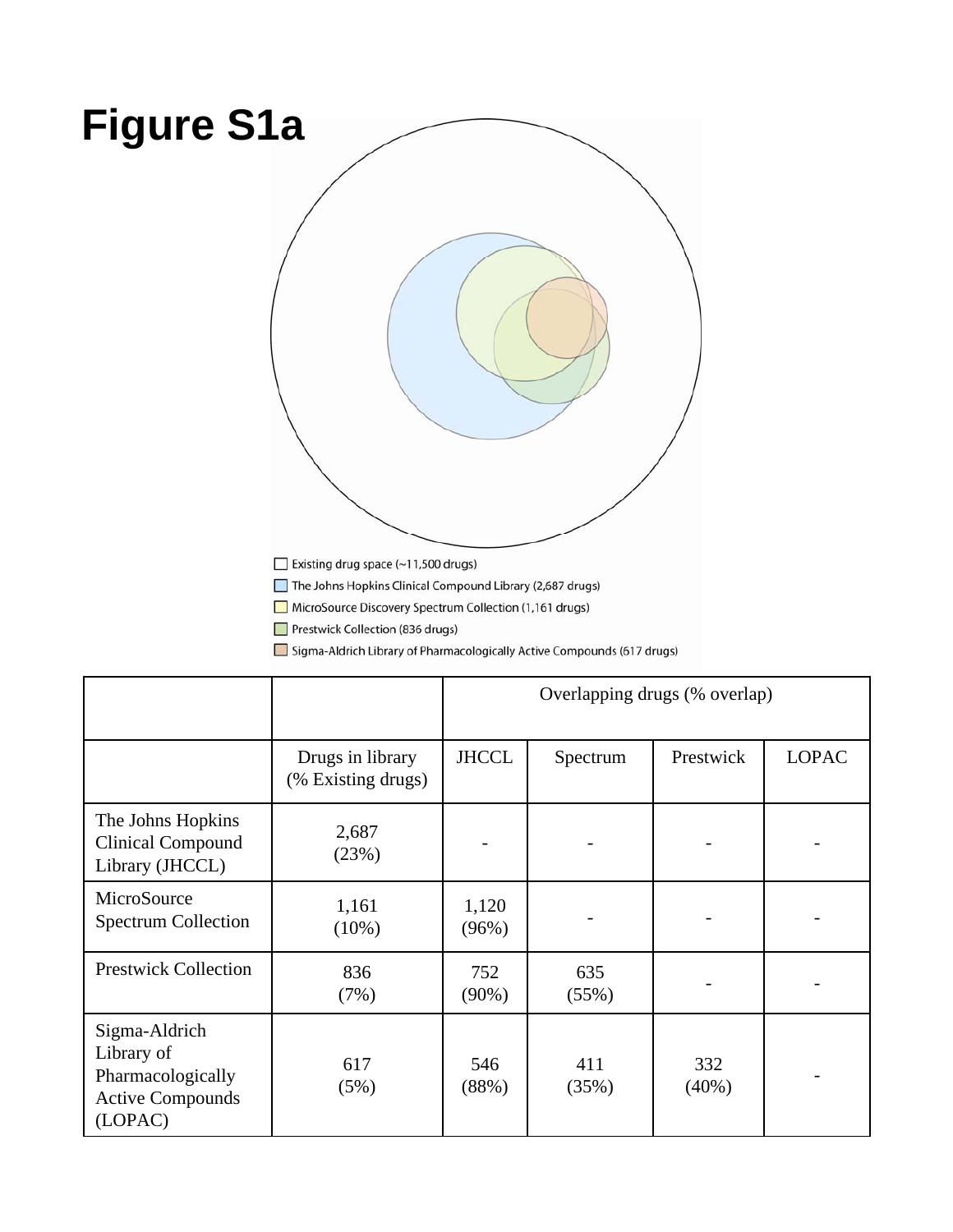# Figure S1a

Existing drug space (~11,500 drugs)

The Johns Hopkins Clinical Compound Library (2,687 drugs)

MicroSource Discovery Spectrum Collection (1,161 drugs)

Prestwick Collection (836 drugs)

Sigma-Aldrich Library of Pharmacologically Active Compounds (617 drugs)

| | | Overlapping drugs (% overlap) | | | |
|---|---|---|---|---|---|
| | Drugs in library (% Existing drugs) | JHCCL | Spectrum | Prestwick | LOPAC |
| The Johns Hopkins Clinical Compound Library (JHCCL) | 2,687 (23%) | - | - | - | - |
| MicroSource Spectrum Collection | 1,161 (10%) | 1,120 (96%) | - | - | - |
| Prestwick Collection | 836 (7%) | 752 (90%) | 635 (55%) | - | - |
| Sigma-Aldrich Library of Pharmacologically Active Compounds (LOPAC) | 617 (5%) | 546 (88%) | 411 (35%) | 332 (40%) | - |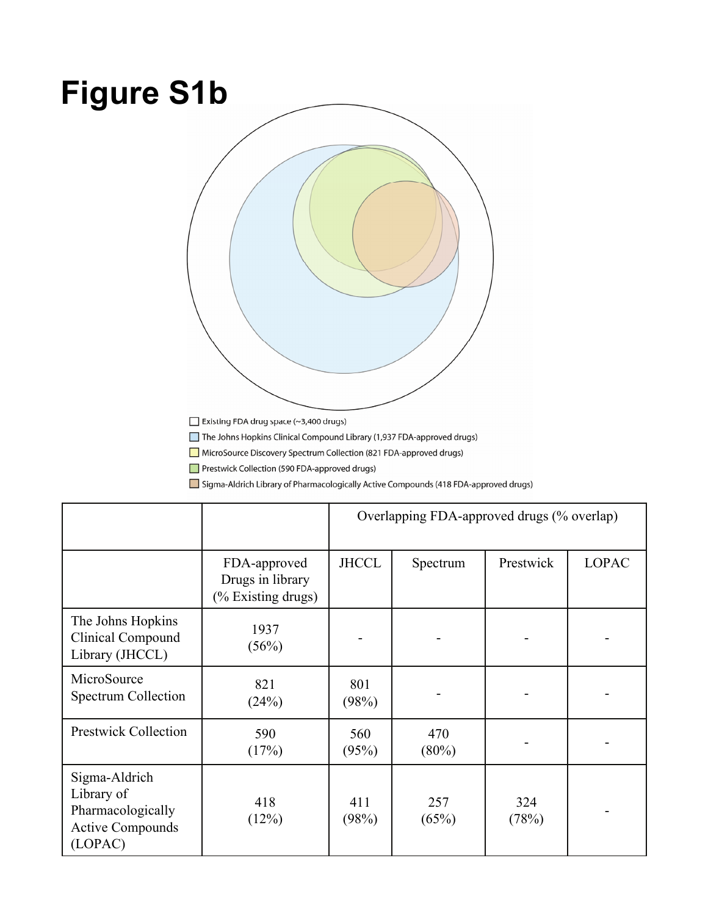# Figure S1b

Existing FDA drug space (~3,400 drugs)

The Johns Hopkins Clinical Compound Library (1,937 FDA-approved drugs)

MicroSource Discovery Spectrum Collection (821 FDA-approved drugs)

Prestwick Collection (590 FDA-approved drugs)

Sigma-Aldrich Library of Pharmacologically Active Compounds (418 FDA-approved drugs)

| | | Overlapping FDA-approved drugs (% overlap) | | | |
|---|---|---|---|---|---|
| | FDA-approved Drugs in library (% Existing drugs) | JHCCL | Spectrum | Prestwick | LOPAC |
| The Johns Hopkins Clinical Compound Library (JHCCL) | 1937 (56%) | - | - | - | - |
| MicroSource Spectrum Collection | 821 (24%) | 801 (98%) | - | - | - |
| Prestwick Collection | 590 (17%) | 560 (95%) | 470 (80%) | - | - |
| Sigma-Aldrich Library of Pharmacologically Active Compounds (LOPAC) | 418 (12%) | 411 (98%) | 257 (65%) | 324 (78%) | - |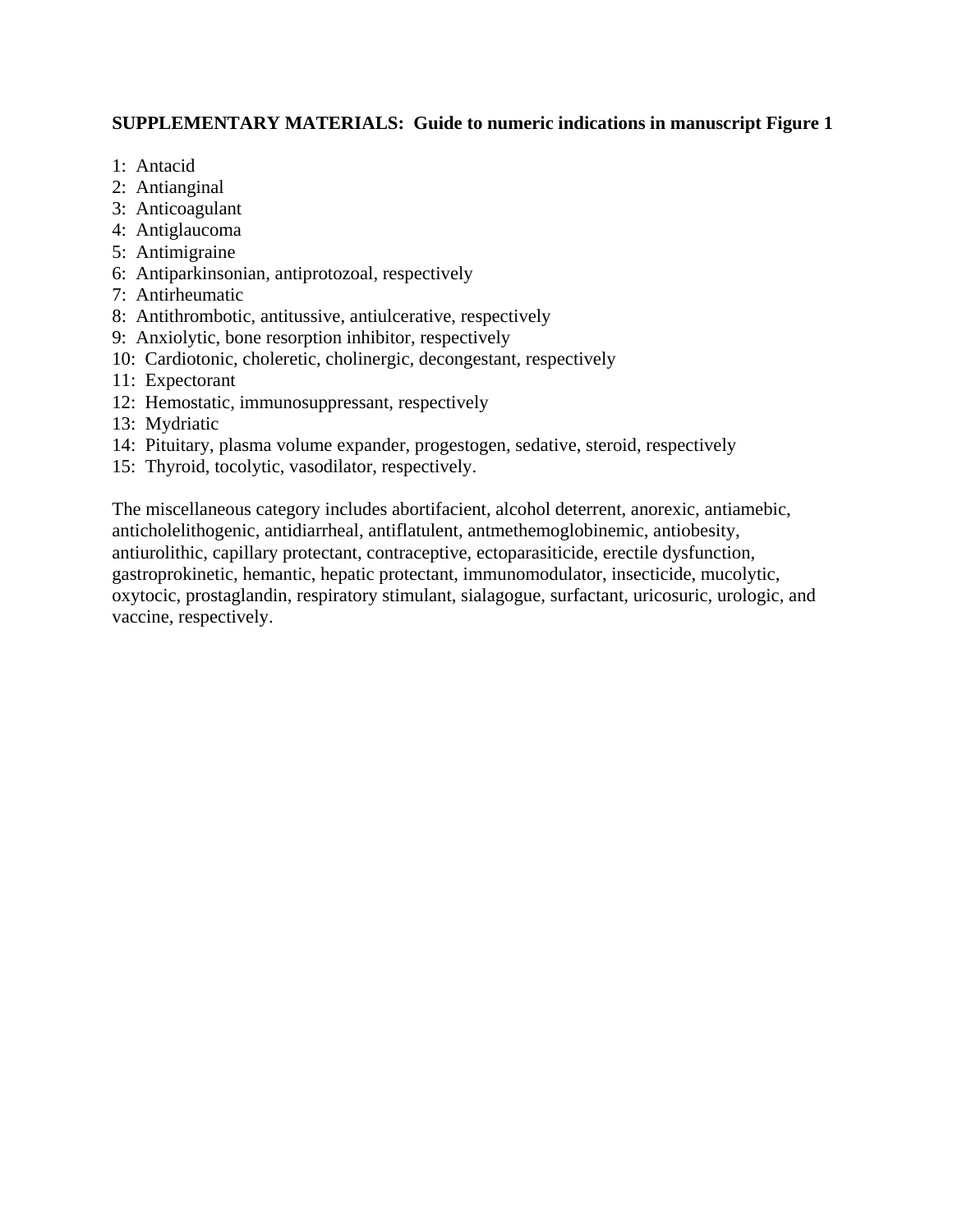**SUPPLEMENTARY MATERIALS: Guide to numeric indications in manuscript Figure 1**

1: Antacid
2: Antianginal
3: Anticoagulant
4: Antiglaucoma
5: Antimigraine
6: Antiparkinsonian, antiprotozoal, respectively
7: Antirheumatic
8: Antithrombotic, antitussive, antiulcerative, respectively
9: Anxiolytic, bone resorption inhibitor, respectively
10: Cardiotonic, choleretic, cholinergic, decongestant, respectively
11: Expectorant
12: Hemostatic, immunosuppressant, respectively
13: Mydriatic
14: Pituitary, plasma volume expander, progestogen, sedative, steroid, respectively
15: Thyroid, tocolytic, vasodilator, respectively.

The miscellaneous category includes abortifacient, alcohol deterrent, anorexic, antiamebic, anticholelithogenic, antidiarrheal, antiflatulent, antmethemoglobinemic, antiobesity, antiurolithic, capillary protectant, contraceptive, ectoparasiticide, erectile dysfunction, gastroprokinetic, hemantic, hepatic protectant, immunomodulator, insecticide, mucolytic, oxytocic, prostaglandin, respiratory stimulant, sialagogue, surfactant, uricosuric, urologic, and vaccine, respectively.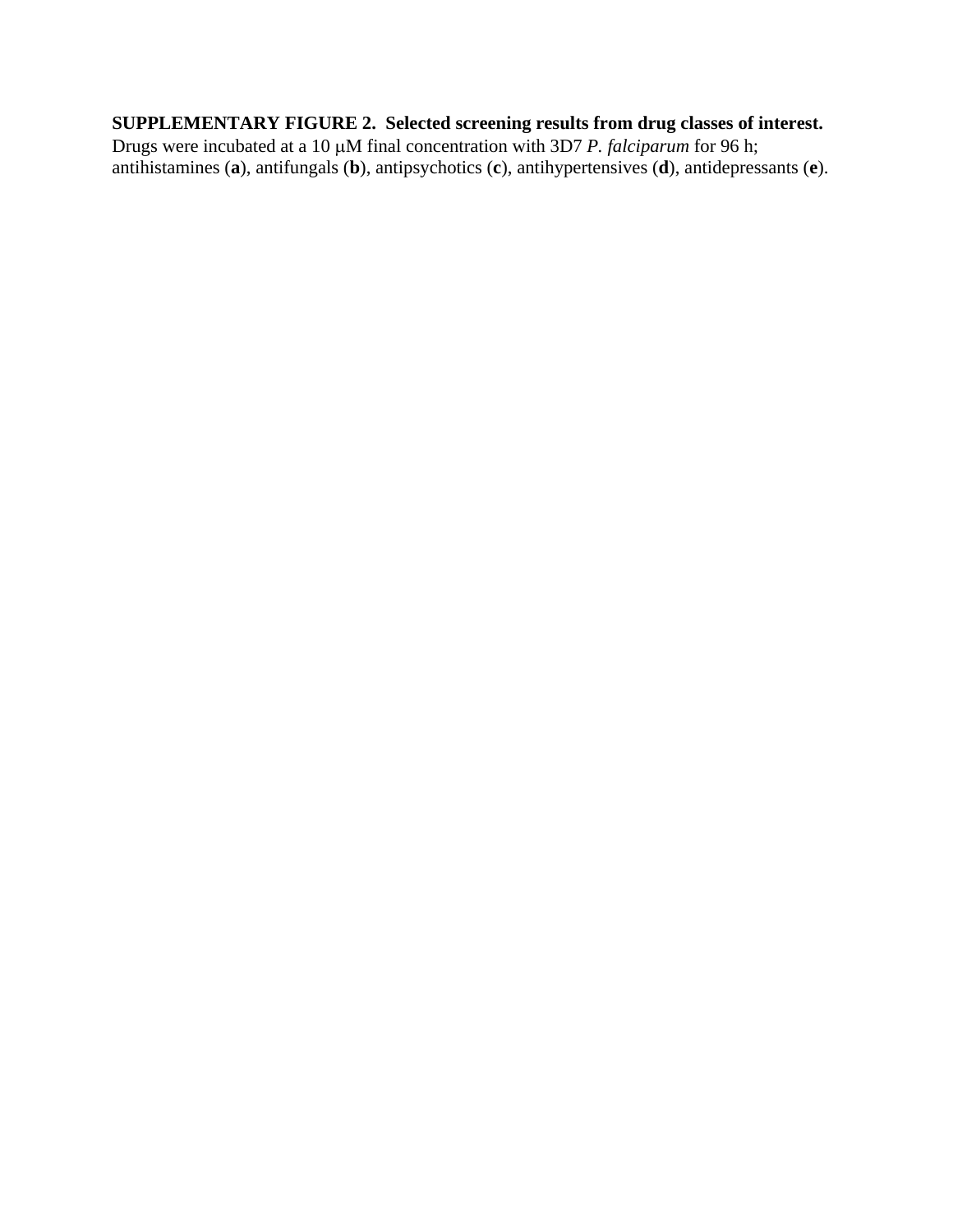**SUPPLEMENTARY FIGURE 2. Selected screening results from drug classes of interest.** Drugs were incubated at a 10 μM final concentration with 3D7 *P. falciparum* for 96 h; antihistamines (**a**), antifungals (**b**), antipsychotics (**c**), antihypertensives (**d**), antidepressants (**e**).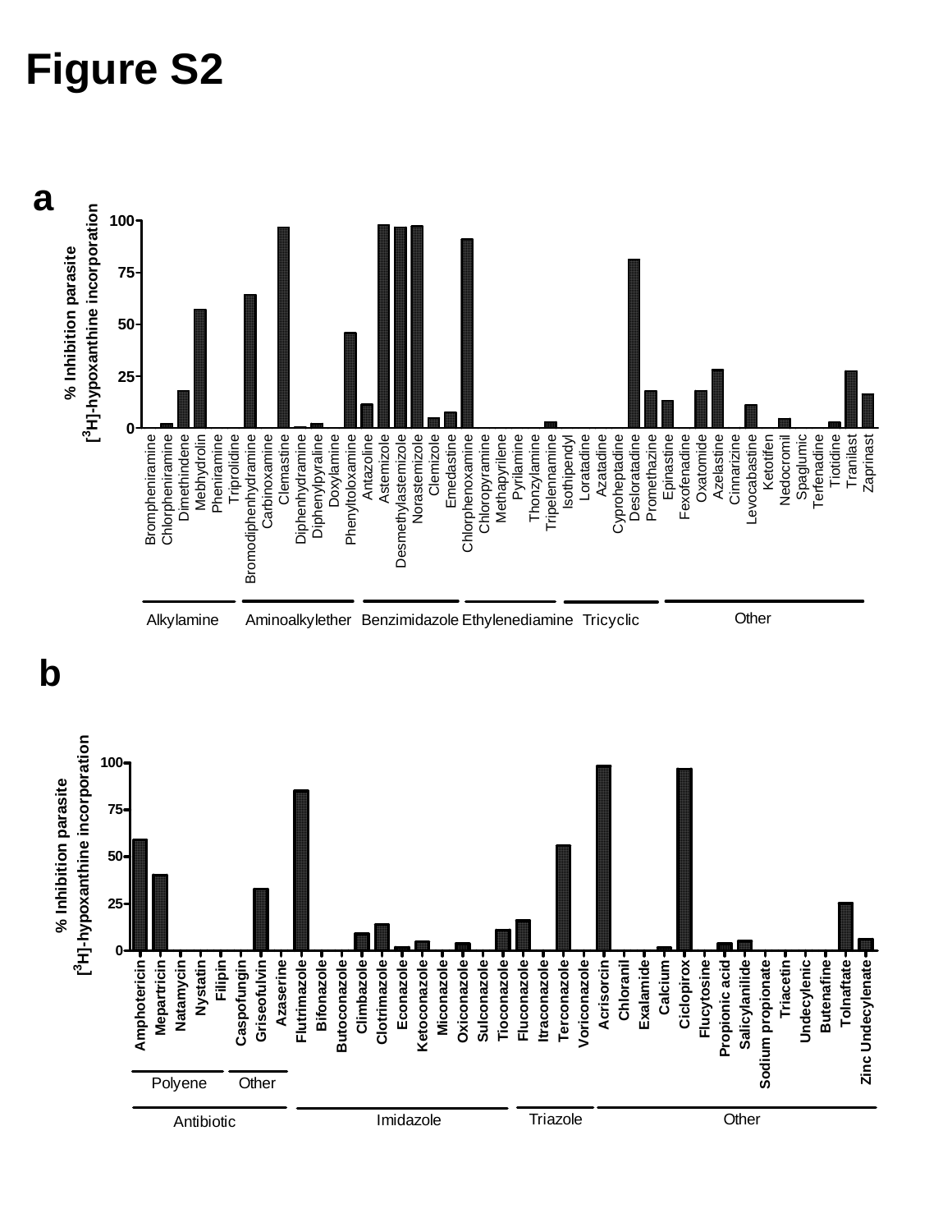# Figure S2

**a**

% Inhibition parasite [$^3$H]-hypoxanthine incorporation

Brompheniramine, Chlorpheniramine, Dimethindene, Mebhydrolin, Pheniramine, Triprolidine — Alkylamine

Bromodiphenhydramine, Carbinoxamine, Clemastine, Diphenhydramine, Diphenylpyraline, Doxylamine, Phenyltoloxamine — Aminoalkylether

Antazoline, Astemizole, Desmethylastemizole, Norastemizole, Clemizole, Emedastine — Benzimidazole

Chlorphenoxamine, Chloropyramine, Methapyrilene, Pyrilamine, Thonzylamine, Tripelennamine — Ethylenediamine

Isothipendyl, Loratadine, Azatadine, Cyproheptadine, Desloratadine, Promethazine — Tricyclic

Epinastine, Fexofenadine, Oxatomide, Azelastine, Cinnarizine, Levocabastine, Ketotifen, Nedocromil, Spaglumic, Terfenadine, Tiotidine, Tranilast, Zaprinast — Other

**b**

% Inhibition parasite [$^3$H]-hypoxanthine incorporation

Amphotericin, Mepartricin, Natamycin, Nystatin, Filipin — Polyene (Antibiotic)

Caspofungin, Griseofulvin, Azaserine — Other (Antibiotic)

Flutrimazole, Bifonazole, Butoconazole, Climbazole, Clotrimazole, Econazole, Ketoconazole, Miconazole, Oxiconazole, Sulconazole, Tioconazole — Imidazole

Fluconazole, Itraconazole, Terconazole, Voriconazole — Triazole

Acrisorcin, Chloranil, Exalamide, Calcium, Ciclopirox, Flucytosine, Propionic acid, Salicylanilide, Sodium propionate, Triacetin, Undecylenic, Butenafine, Tolnaftate, Zinc Undecylenate — Other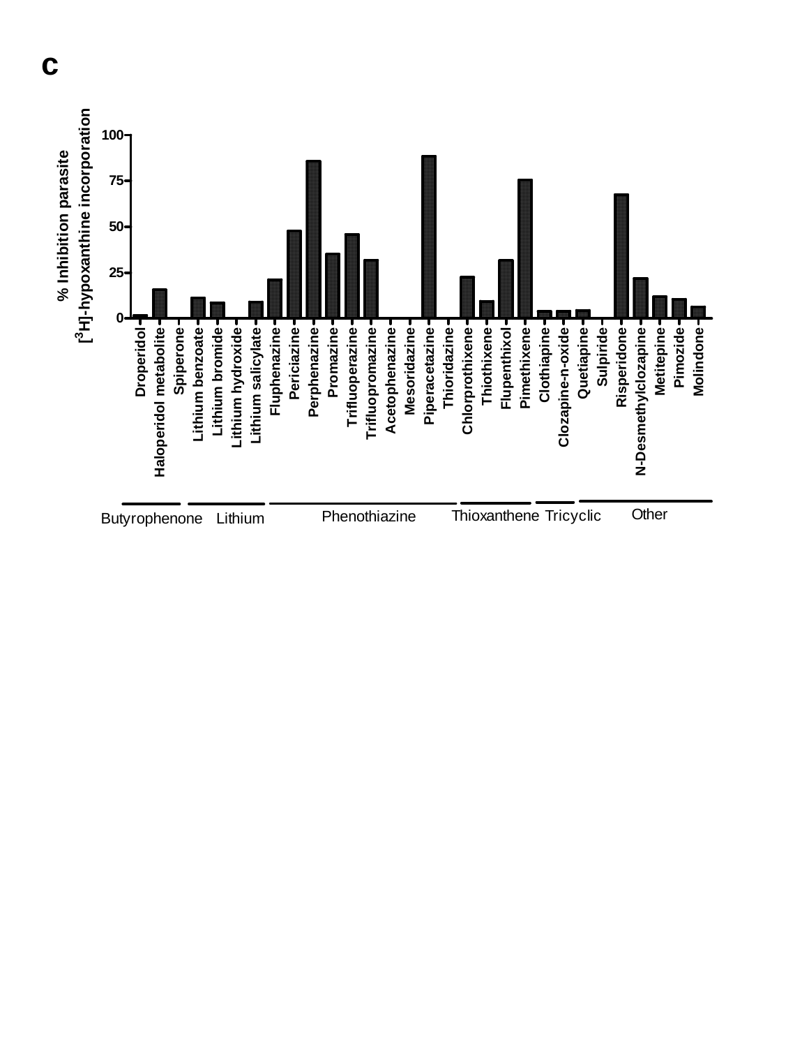c

% Inhibition parasite [$^3$H]-hypoxanthine incorporation

100
75
50
25
0

Droperidol
Haloperidol metabolite
Spiperone
Lithium benzoate
Lithium bromide
Lithium hydroxide
Lithium salicylate
Fluphenazine
Periciazine
Perphenazine
Promazine
Trifluoperazine
Trifluopromazine
Acetophenazine
Mesoridazine
Piperacetazine
Thioridazine
Chlorprothixene
Thiothixene
Flupenthixol
Pimethixene
Clothiapine
Clozapine-n-oxide
Quetiapine
Sulpiride
Risperidone
N-Desmethylclozapine
Metitepine
Pimozide
Molindone

Butyrophenone | Lithium | Phenothiazine | Thioxanthene | Tricyclic | Other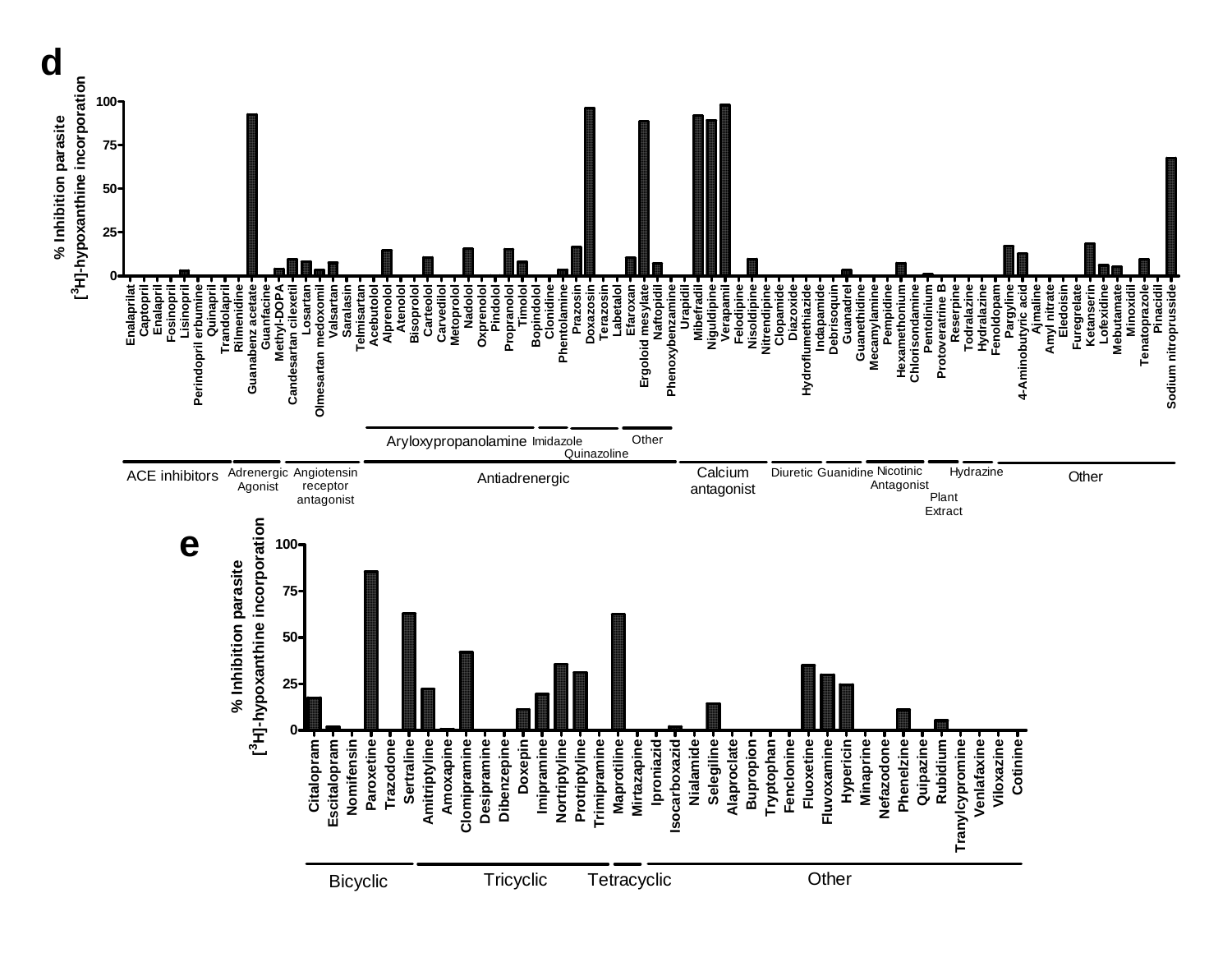**d**

% Inhibition parasite [$^{3}$H]-hypoxanthine incorporation

0, 25, 50, 75, 100

- **ACE inhibitors:** Enalaprilat, Captopril, Enalapril, Fosinopril, Lisinopril, Perindopril erbumine, Quinapril, Trandolapril
- **Adrenergic Agonist:** Rilmenidine, Guanabenz acetate, Guanfacine, Methyl-DOPA
- **Angiotensin receptor antagonist:** Candesartan cilexetil, Losartan, Olmesartan medoxomil, Valsartan, Saralasin, Telmisartan
- **Antiadrenergic**
  - **Aryloxypropanolamine:** Acebutolol, Alprenolol, Atenolol, Bisoprolol, Carteolol, Carvedilol, Metoprolol, Nadolol, Oxprenolol, Pindolol, Propranolol, Timolol
  - **Imidazole:** Bopindolol, Clonidine, Phentolamine
  - **Quinazoline:** Prazosin, Doxazosin, Terazosin
  - **Other:** Labetalol, Efaroxan, Ergoloid mesylate, Naftopidil, Phenoxybenzamine
- **Calcium antagonist:** Urapidil, Mibefradil, Niguldipine, Verapamil, Felodipine, Nisoldipine, Nitrendipine
- **Diuretic:** Clopamide, Diazoxide, Hydroflumethiazide, Indapamide
- **Guanidine:** Debrisoquin, Guanadrel, Guanethidine
- **Nicotinic Antagonist:** Mecamylamine, Pempidine, Hexamethonium, Chlorisondamine
- **Plant Extract:** Pentolinium, Protoveratrine B, Reserpine
- **Hydrazine:** Todralazine, Hydralazine
- **Other:** Fenoldopam, Pargyline, 4-Aminobutyric acid, Ajmaline, Amyl nitrate, Eledoisin, Furegrelate, Ketanserin, Lofexidine, Mebutamate, Minoxidil, Tenatoprazole, Pinacidil, Sodium nitroprusside

**e**

% Inhibition parasite [$^{3}$H]-hypoxanthine incorporation

0, 25, 50, 75, 100

- **Bicyclic:** Citalopram, Escitalopram, Nomifensin, Paroxetine, Trazodone, Sertraline
- **Tricyclic:** Amitriptyline, Amoxapine, Clomipramine, Desipramine, Dibenzepine, Doxepin, Imipramine, Nortriptyline, Protriptyline, Trimipramine
- **Tetracyclic:** Maprotiline, Mirtazapine
- **Other:** Iproniazid, Isocarboxazid, Nialamide, Selegiline, Alaproclate, Bupropion, Tryptophan, Fenclonine, Fluoxetine, Fluvoxamine, Hypericin, Minaprine, Nefazodone, Phenelzine, Quipazine, Rubidium, Tranylcypromine, Venlafaxine, Viloxazine, Cotinine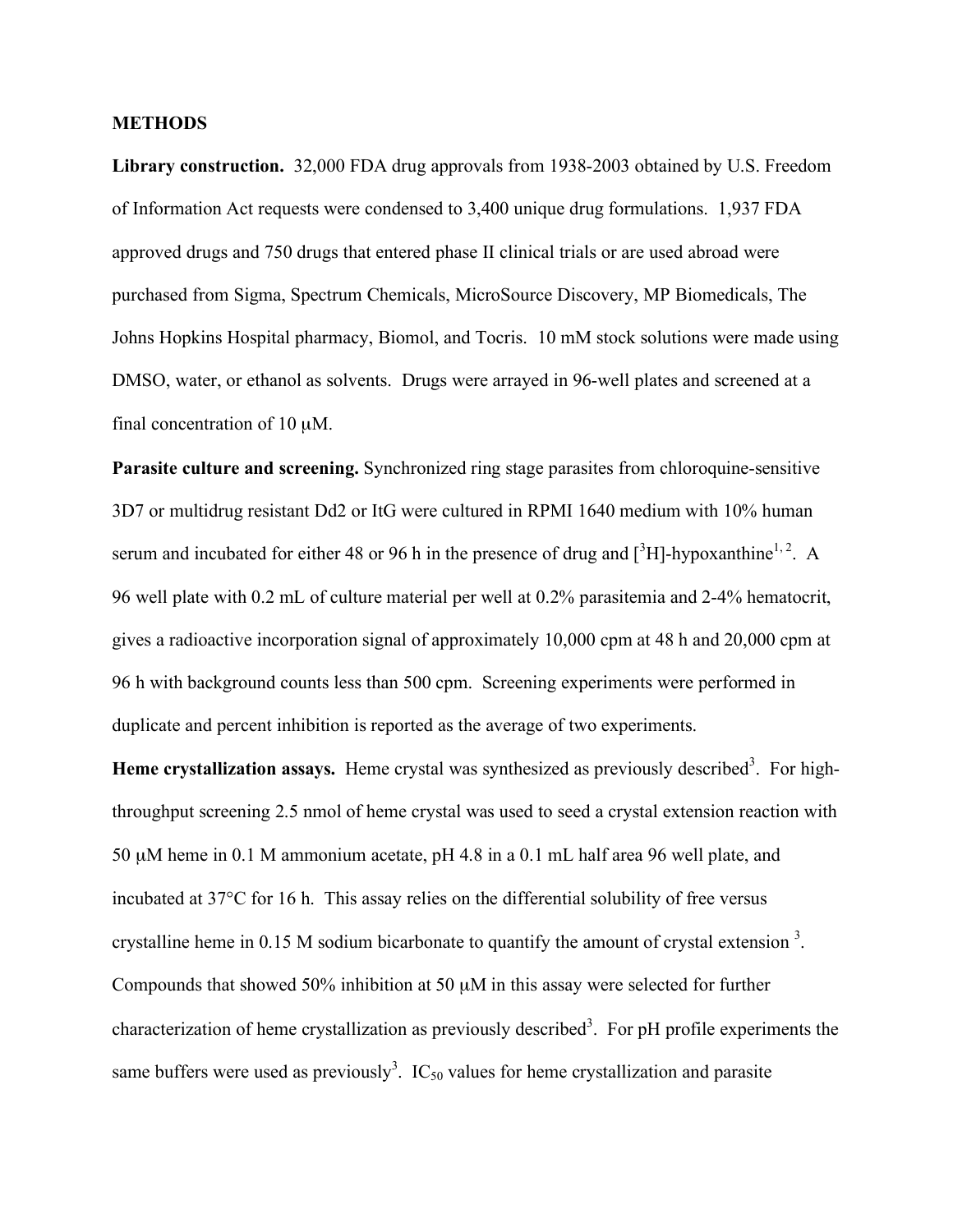## METHODS

**Library construction.** 32,000 FDA drug approvals from 1938-2003 obtained by U.S. Freedom of Information Act requests were condensed to 3,400 unique drug formulations. 1,937 FDA approved drugs and 750 drugs that entered phase II clinical trials or are used abroad were purchased from Sigma, Spectrum Chemicals, MicroSource Discovery, MP Biomedicals, The Johns Hopkins Hospital pharmacy, Biomol, and Tocris. 10 mM stock solutions were made using DMSO, water, or ethanol as solvents. Drugs were arrayed in 96-well plates and screened at a final concentration of 10 μM.

**Parasite culture and screening.** Synchronized ring stage parasites from chloroquine-sensitive 3D7 or multidrug resistant Dd2 or ItG were cultured in RPMI 1640 medium with 10% human serum and incubated for either 48 or 96 h in the presence of drug and [$^3$H]-hypoxanthine[1,2]. A 96 well plate with 0.2 mL of culture material per well at 0.2% parasitemia and 2-4% hematocrit, gives a radioactive incorporation signal of approximately 10,000 cpm at 48 h and 20,000 cpm at 96 h with background counts less than 500 cpm. Screening experiments were performed in duplicate and percent inhibition is reported as the average of two experiments.

**Heme crystallization assays.** Heme crystal was synthesized as previously described[3]. For high-throughput screening 2.5 nmol of heme crystal was used to seed a crystal extension reaction with 50 μM heme in 0.1 M ammonium acetate, pH 4.8 in a 0.1 mL half area 96 well plate, and incubated at 37°C for 16 h. This assay relies on the differential solubility of free versus crystalline heme in 0.15 M sodium bicarbonate to quantify the amount of crystal extension [3]. Compounds that showed 50% inhibition at 50 μM in this assay were selected for further characterization of heme crystallization as previously described[3]. For pH profile experiments the same buffers were used as previously[3]. $IC_{50}$ values for heme crystallization and parasite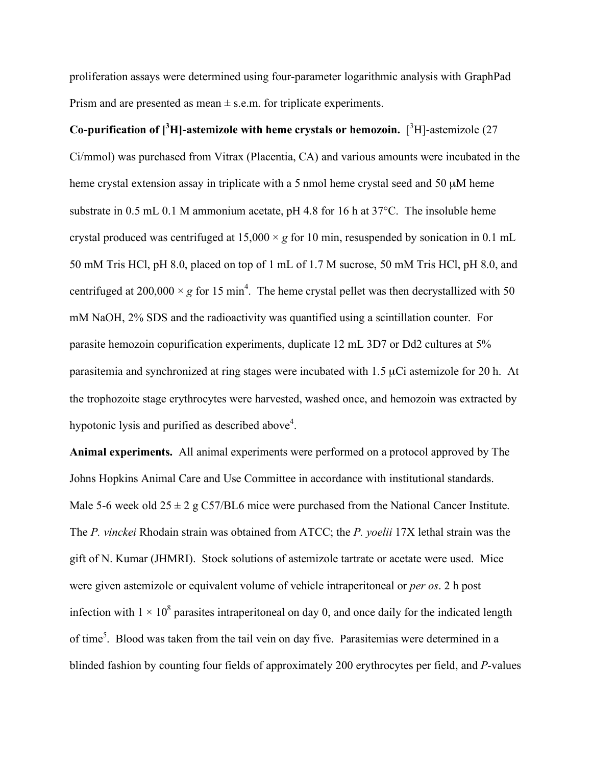proliferation assays were determined using four-parameter logarithmic analysis with GraphPad Prism and are presented as mean ± s.e.m. for triplicate experiments.

**Co-purification of [$^{3}$H]-astemizole with heme crystals or hemozoin.** [$^{3}$H]-astemizole (27 Ci/mmol) was purchased from Vitrax (Placentia, CA) and various amounts were incubated in the heme crystal extension assay in triplicate with a 5 nmol heme crystal seed and 50 μM heme substrate in 0.5 mL 0.1 M ammonium acetate, pH 4.8 for 16 h at 37°C. The insoluble heme crystal produced was centrifuged at 15,000 × *g* for 10 min, resuspended by sonication in 0.1 mL 50 mM Tris HCl, pH 8.0, placed on top of 1 mL of 1.7 M sucrose, 50 mM Tris HCl, pH 8.0, and centrifuged at 200,000 × *g* for 15 min[4]. The heme crystal pellet was then decrystallized with 50 mM NaOH, 2% SDS and the radioactivity was quantified using a scintillation counter. For parasite hemozoin copurification experiments, duplicate 12 mL 3D7 or Dd2 cultures at 5% parasitemia and synchronized at ring stages were incubated with 1.5 μCi astemizole for 20 h. At the trophozoite stage erythrocytes were harvested, washed once, and hemozoin was extracted by hypotonic lysis and purified as described above[4].

**Animal experiments.** All animal experiments were performed on a protocol approved by The Johns Hopkins Animal Care and Use Committee in accordance with institutional standards. Male 5-6 week old 25 ± 2 g C57/BL6 mice were purchased from the National Cancer Institute. The *P. vinckei* Rhodain strain was obtained from ATCC; the *P. yoelii* 17X lethal strain was the gift of N. Kumar (JHMRI). Stock solutions of astemizole tartrate or acetate were used. Mice were given astemizole or equivalent volume of vehicle intraperitoneal or *per os*. 2 h post infection with $1 \times 10^{8}$ parasites intraperitoneal on day 0, and once daily for the indicated length of time[5]. Blood was taken from the tail vein on day five. Parasitemias were determined in a blinded fashion by counting four fields of approximately 200 erythrocytes per field, and *P*-values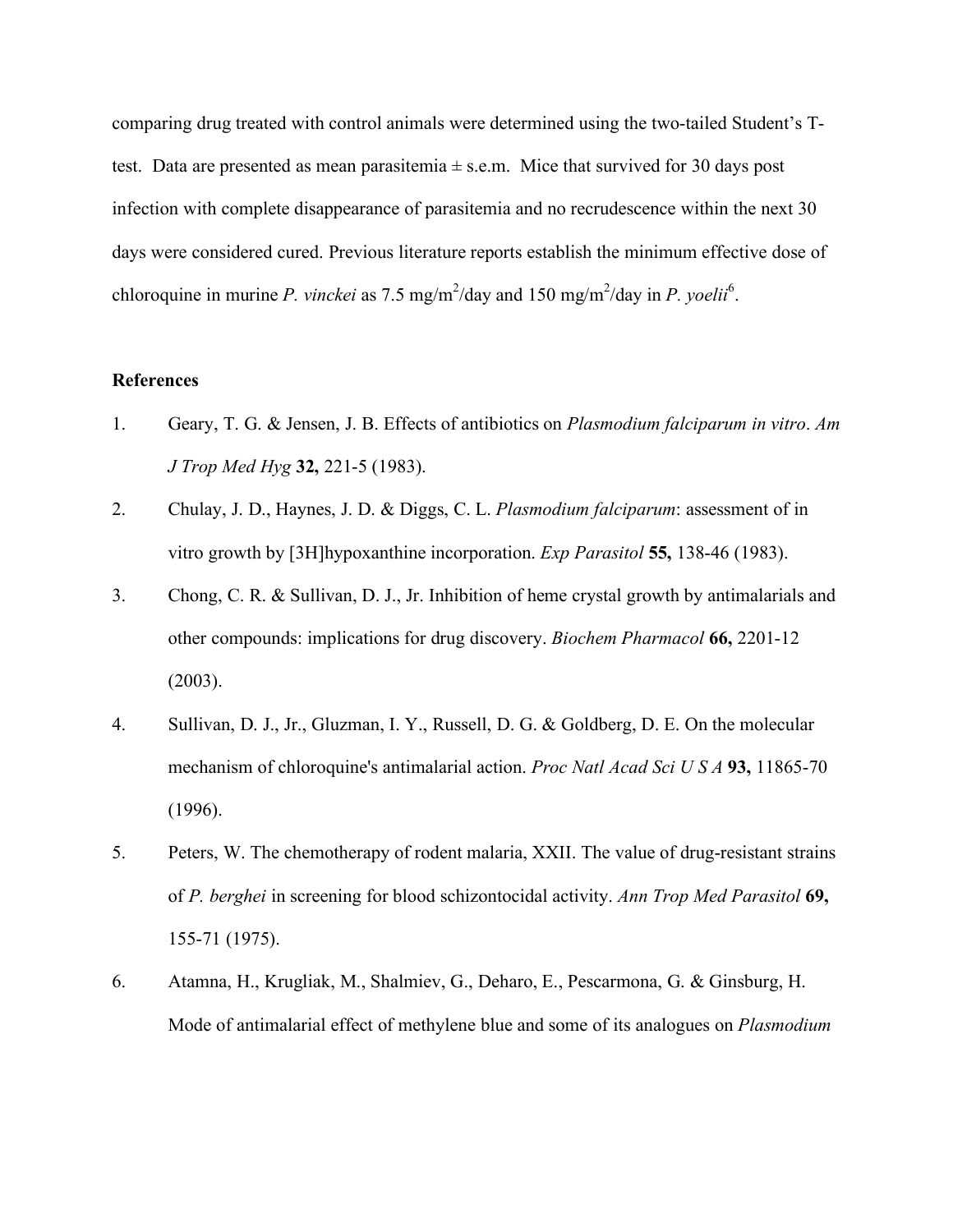comparing drug treated with control animals were determined using the two-tailed Student's T-test. Data are presented as mean parasitemia ± s.e.m. Mice that survived for 30 days post infection with complete disappearance of parasitemia and no recrudescence within the next 30 days were considered cured. Previous literature reports establish the minimum effective dose of chloroquine in murine *P. vinckei* as 7.5 mg/m$^2$/day and 150 mg/m$^2$/day in *P. yoelii*[6].

**References**

1. Geary, T. G. & Jensen, J. B. Effects of antibiotics on *Plasmodium falciparum in vitro*. *Am J Trop Med Hyg* **32,** 221-5 (1983).
2. Chulay, J. D., Haynes, J. D. & Diggs, C. L. *Plasmodium falciparum*: assessment of in vitro growth by [3H]hypoxanthine incorporation. *Exp Parasitol* **55,** 138-46 (1983).
3. Chong, C. R. & Sullivan, D. J., Jr. Inhibition of heme crystal growth by antimalarials and other compounds: implications for drug discovery. *Biochem Pharmacol* **66,** 2201-12 (2003).
4. Sullivan, D. J., Jr., Gluzman, I. Y., Russell, D. G. & Goldberg, D. E. On the molecular mechanism of chloroquine's antimalarial action. *Proc Natl Acad Sci U S A* **93,** 11865-70 (1996).
5. Peters, W. The chemotherapy of rodent malaria, XXII. The value of drug-resistant strains of *P. berghei* in screening for blood schizontocidal activity. *Ann Trop Med Parasitol* **69,** 155-71 (1975).
6. Atamna, H., Krugliak, M., Shalmiev, G., Deharo, E., Pescarmona, G. & Ginsburg, H. Mode of antimalarial effect of methylene blue and some of its analogues on *Plasmodium*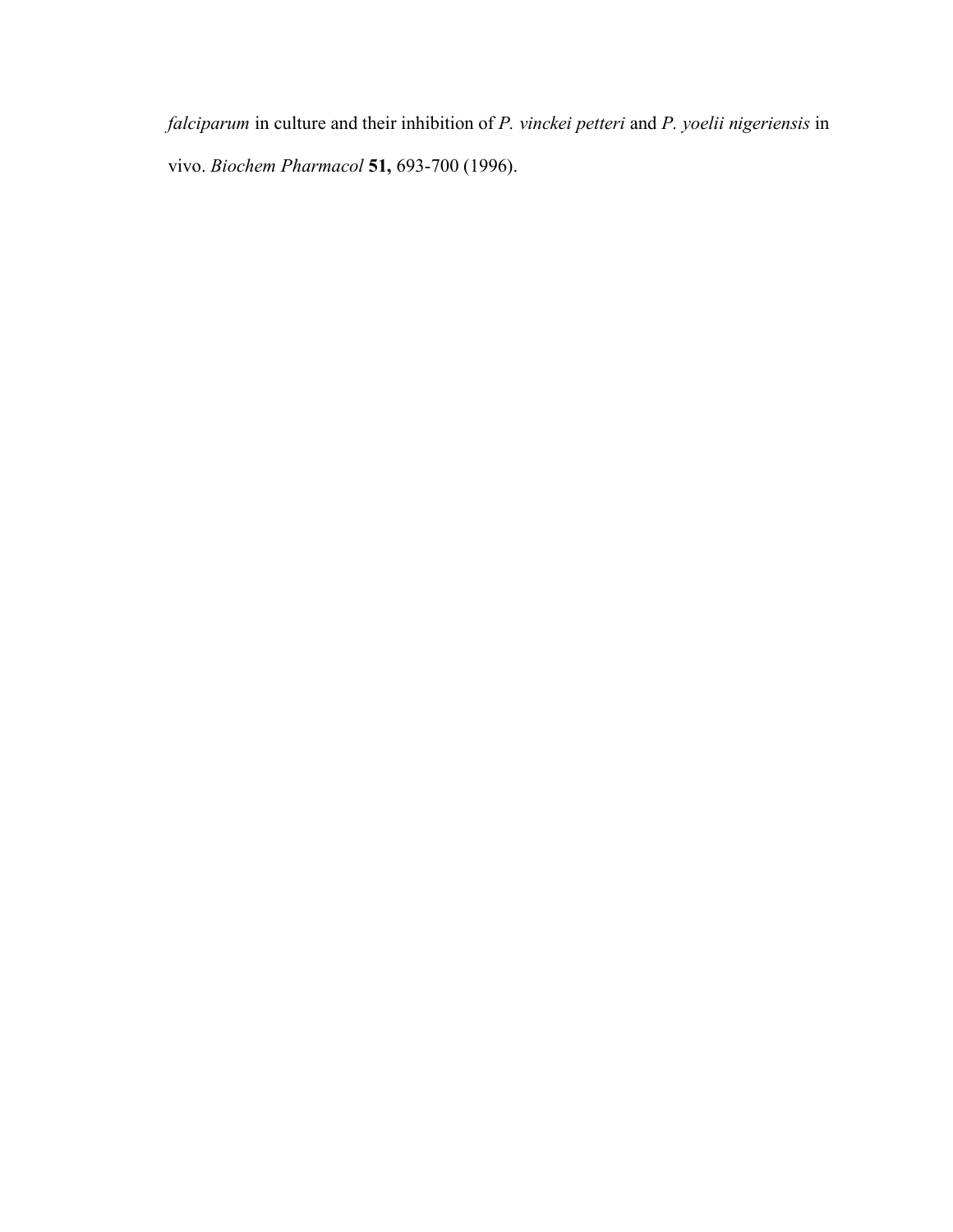*falciparum* in culture and their inhibition of *P. vinckei petteri* and *P. yoelii nigeriensis* in vivo. *Biochem Pharmacol* **51,** 693-700 (1996).